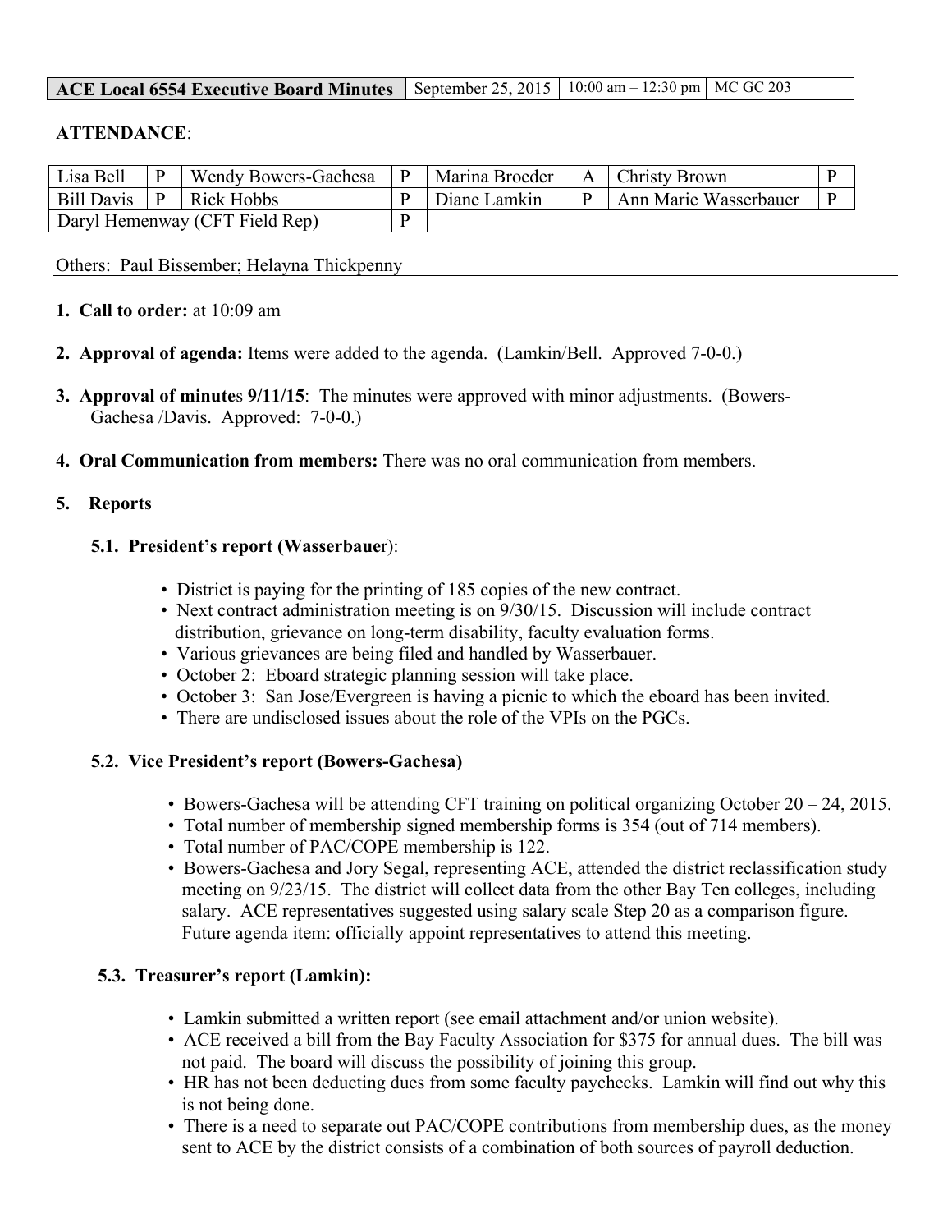| ACE Local 6554 Executive Board Minutes | September 25, 2015 | 10:00 am – 12:30 pm | MC GC 203 |
|---|---|---|---|

**ATTENDANCE**:

| Lisa Bell | P | Wendy Bowers-Gachesa | P | Marina Broeder | A | Christy Brown | P |
|---|---|---|---|---|---|---|---|
| Bill Davis | P | Rick Hobbs | P | Diane Lamkin | P | Ann Marie Wasserbauer | P |
| Daryl Hemenway (CFT Field Rep) | | | P | | | | |

Others: Paul Bissember; Helayna Thickpenny

1. **Call to order:** at 10:09 am

2. **Approval of agenda:** Items were added to the agenda. (Lamkin/Bell. Approved 7-0-0.)

3. **Approval of minutes 9/11/15**: The minutes were approved with minor adjustments. (Bowers-Gachesa /Davis. Approved: 7-0-0.)

4. **Oral Communication from members:** There was no oral communication from members.

5. **Reports**

### 5.1. President's report (Wasserbauer):

- District is paying for the printing of 185 copies of the new contract.
- Next contract administration meeting is on 9/30/15. Discussion will include contract distribution, grievance on long-term disability, faculty evaluation forms.
- Various grievances are being filed and handled by Wasserbauer.
- October 2: Eboard strategic planning session will take place.
- October 3: San Jose/Evergreen is having a picnic to which the eboard has been invited.
- There are undisclosed issues about the role of the VPIs on the PGCs.

### 5.2. Vice President's report (Bowers-Gachesa)

- Bowers-Gachesa will be attending CFT training on political organizing October 20 – 24, 2015.
- Total number of membership signed membership forms is 354 (out of 714 members).
- Total number of PAC/COPE membership is 122.
- Bowers-Gachesa and Jory Segal, representing ACE, attended the district reclassification study meeting on 9/23/15. The district will collect data from the other Bay Ten colleges, including salary. ACE representatives suggested using salary scale Step 20 as a comparison figure. Future agenda item: officially appoint representatives to attend this meeting.

### 5.3. Treasurer's report (Lamkin):

- Lamkin submitted a written report (see email attachment and/or union website).
- ACE received a bill from the Bay Faculty Association for $375 for annual dues. The bill was not paid. The board will discuss the possibility of joining this group.
- HR has not been deducting dues from some faculty paychecks. Lamkin will find out why this is not being done.
- There is a need to separate out PAC/COPE contributions from membership dues, as the money sent to ACE by the district consists of a combination of both sources of payroll deduction.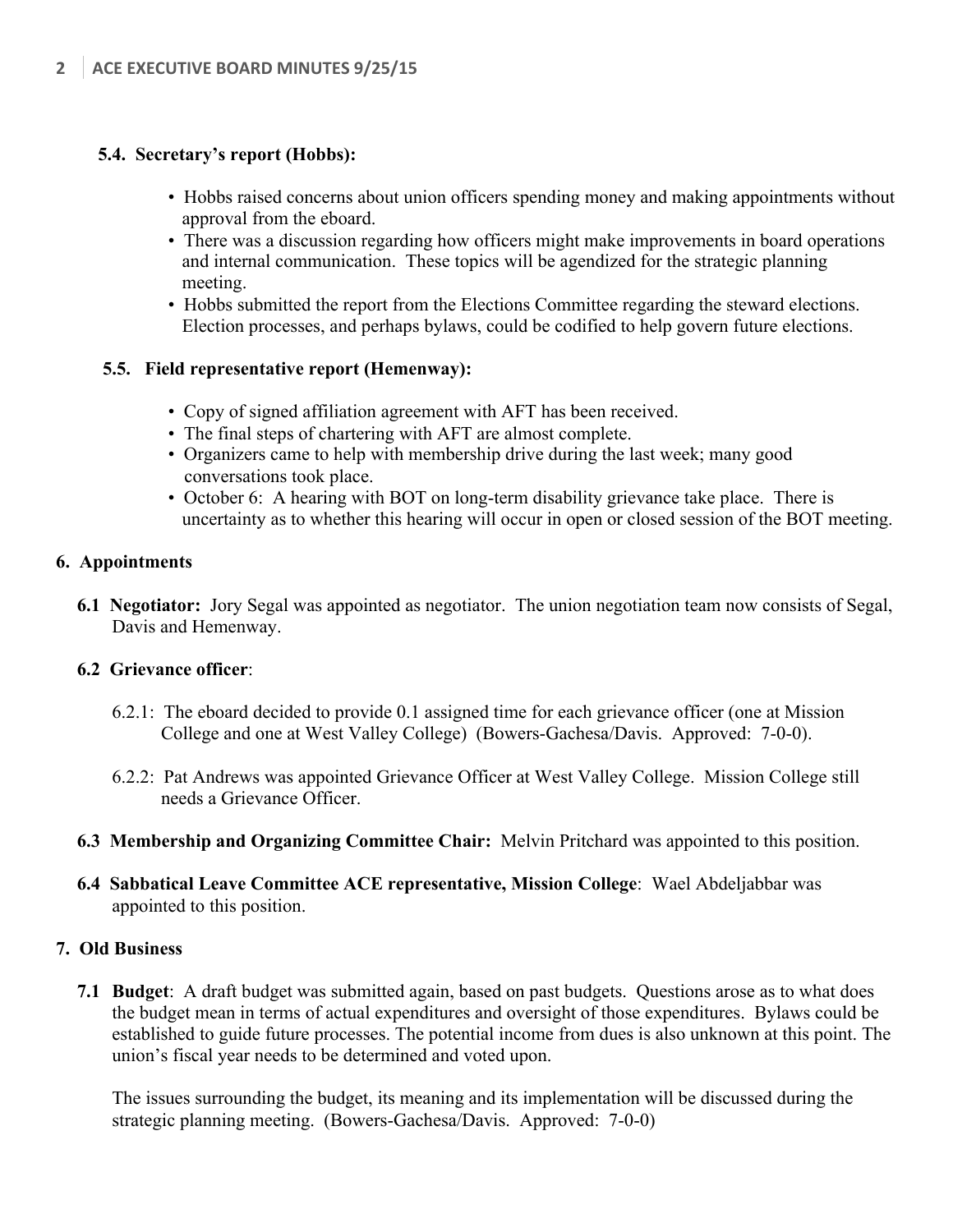**5.4. Secretary's report (Hobbs):**

- Hobbs raised concerns about union officers spending money and making appointments without approval from the eboard.
- There was a discussion regarding how officers might make improvements in board operations and internal communication. These topics will be agendized for the strategic planning meeting.
- Hobbs submitted the report from the Elections Committee regarding the steward elections. Election processes, and perhaps bylaws, could be codified to help govern future elections.

**5.5. Field representative report (Hemenway):**

- Copy of signed affiliation agreement with AFT has been received.
- The final steps of chartering with AFT are almost complete.
- Organizers came to help with membership drive during the last week; many good conversations took place.
- October 6: A hearing with BOT on long-term disability grievance take place. There is uncertainty as to whether this hearing will occur in open or closed session of the BOT meeting.

## 6. Appointments

**6.1 Negotiator:** Jory Segal was appointed as negotiator. The union negotiation team now consists of Segal, Davis and Hemenway.

**6.2 Grievance officer**:

6.2.1: The eboard decided to provide 0.1 assigned time for each grievance officer (one at Mission College and one at West Valley College) (Bowers-Gachesa/Davis. Approved: 7-0-0).

6.2.2: Pat Andrews was appointed Grievance Officer at West Valley College. Mission College still needs a Grievance Officer.

**6.3 Membership and Organizing Committee Chair:** Melvin Pritchard was appointed to this position.

**6.4 Sabbatical Leave Committee ACE representative, Mission College**: Wael Abdeljabbar was appointed to this position.

## 7. Old Business

**7.1 Budget**: A draft budget was submitted again, based on past budgets. Questions arose as to what does the budget mean in terms of actual expenditures and oversight of those expenditures. Bylaws could be established to guide future processes. The potential income from dues is also unknown at this point. The union's fiscal year needs to be determined and voted upon.

The issues surrounding the budget, its meaning and its implementation will be discussed during the strategic planning meeting. (Bowers-Gachesa/Davis. Approved: 7-0-0)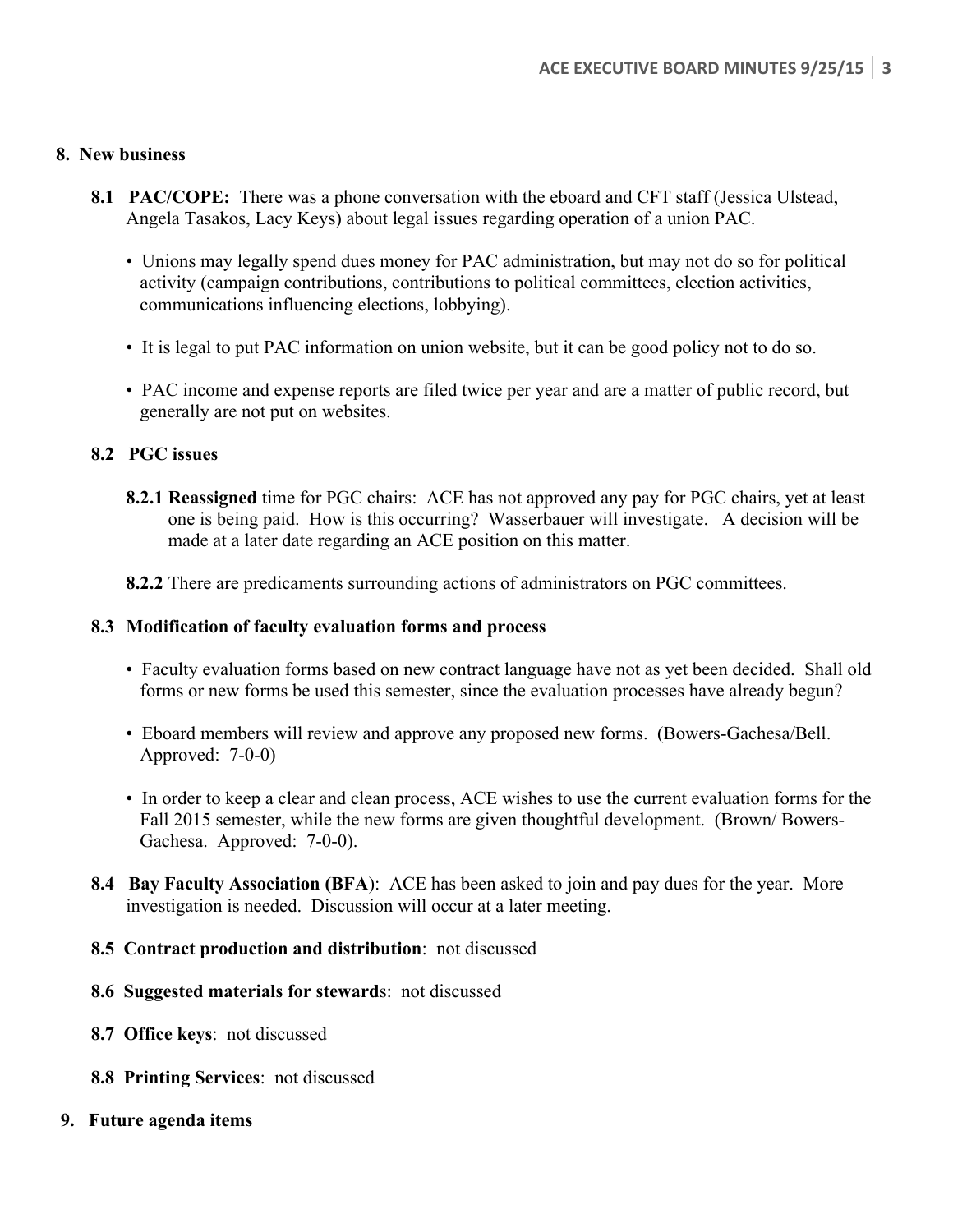## 8. New business

**8.1 PAC/COPE:** There was a phone conversation with the eboard and CFT staff (Jessica Ulstead, Angela Tasakos, Lacy Keys) about legal issues regarding operation of a union PAC.

- Unions may legally spend dues money for PAC administration, but may not do so for political activity (campaign contributions, contributions to political committees, election activities, communications influencing elections, lobbying).
- It is legal to put PAC information on union website, but it can be good policy not to do so.
- PAC income and expense reports are filed twice per year and are a matter of public record, but generally are not put on websites.

**8.2 PGC issues**

**8.2.1 Reassigned** time for PGC chairs: ACE has not approved any pay for PGC chairs, yet at least one is being paid. How is this occurring? Wasserbauer will investigate. A decision will be made at a later date regarding an ACE position on this matter.

**8.2.2** There are predicaments surrounding actions of administrators on PGC committees.

**8.3 Modification of faculty evaluation forms and process**

- Faculty evaluation forms based on new contract language have not as yet been decided. Shall old forms or new forms be used this semester, since the evaluation processes have already begun?
- Eboard members will review and approve any proposed new forms. (Bowers-Gachesa/Bell. Approved: 7-0-0)
- In order to keep a clear and clean process, ACE wishes to use the current evaluation forms for the Fall 2015 semester, while the new forms are given thoughtful development. (Brown/ Bowers-Gachesa. Approved: 7-0-0).

**8.4 Bay Faculty Association (BFA)**: ACE has been asked to join and pay dues for the year. More investigation is needed. Discussion will occur at a later meeting.

**8.5 Contract production and distribution**: not discussed

**8.6 Suggested materials for steward**s: not discussed

**8.7 Office keys**: not discussed

**8.8 Printing Services**: not discussed

## 9. Future agenda items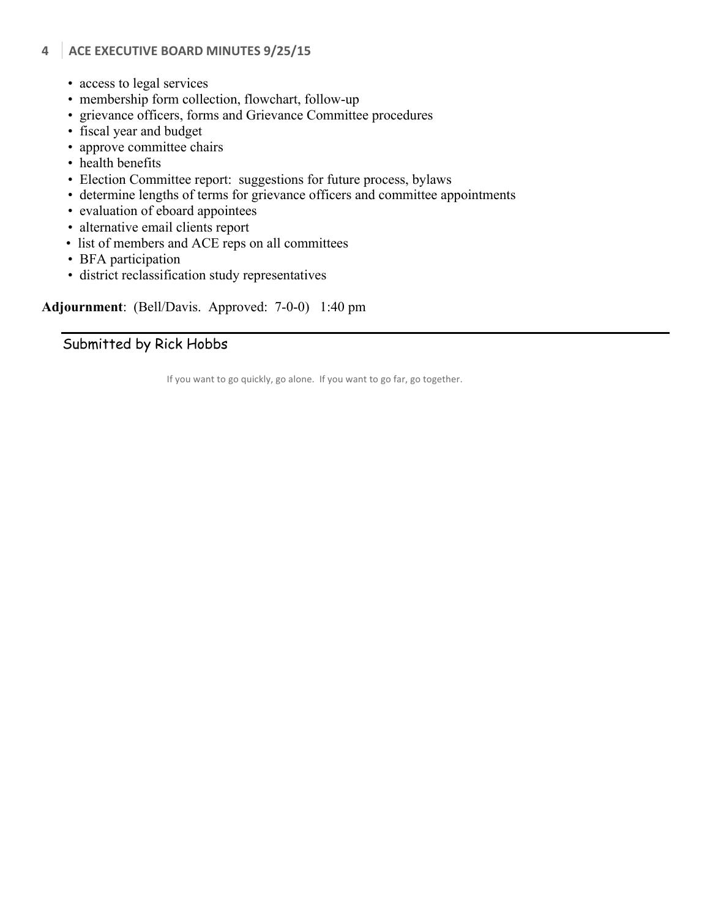- access to legal services
- membership form collection, flowchart, follow-up
- grievance officers, forms and Grievance Committee procedures
- fiscal year and budget
- approve committee chairs
- health benefits
- Election Committee report: suggestions for future process, bylaws
- determine lengths of terms for grievance officers and committee appointments
- evaluation of eboard appointees
- alternative email clients report
- list of members and ACE reps on all committees
- BFA participation
- district reclassification study representatives

**Adjournment**: (Bell/Davis. Approved: 7-0-0) 1:40 pm

---

Submitted by Rick Hobbs

If you want to go quickly, go alone. If you want to go far, go together.